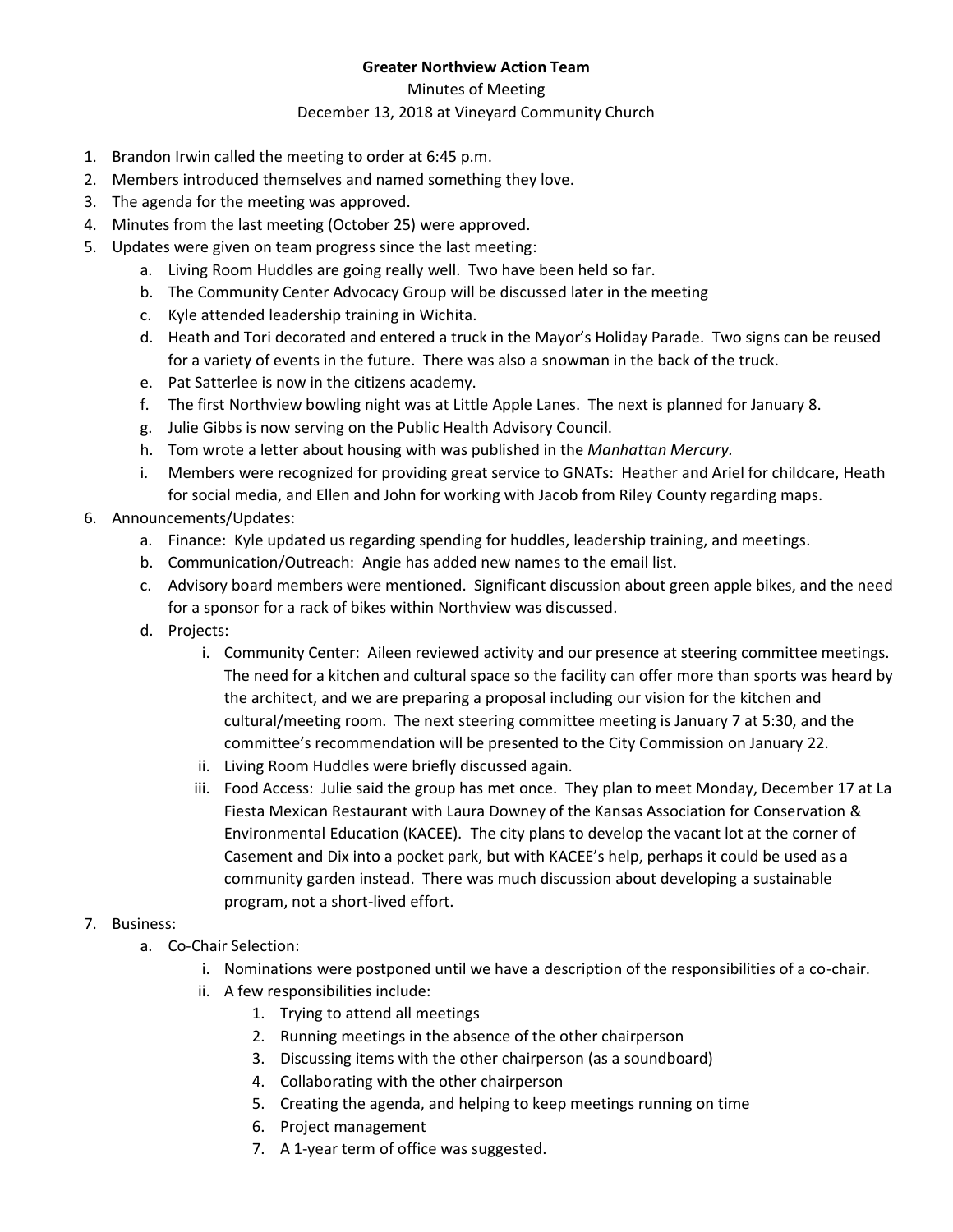**Greater Northview Action Team**

Minutes of Meeting

December 13, 2018 at Vineyard Community Church

1. Brandon Irwin called the meeting to order at 6:45 p.m.
2. Members introduced themselves and named something they love.
3. The agenda for the meeting was approved.
4. Minutes from the last meeting (October 25) were approved.
5. Updates were given on team progress since the last meeting:
   a. Living Room Huddles are going really well. Two have been held so far.
   b. The Community Center Advocacy Group will be discussed later in the meeting
   c. Kyle attended leadership training in Wichita.
   d. Heath and Tori decorated and entered a truck in the Mayor's Holiday Parade. Two signs can be reused for a variety of events in the future. There was also a snowman in the back of the truck.
   e. Pat Satterlee is now in the citizens academy.
   f. The first Northview bowling night was at Little Apple Lanes. The next is planned for January 8.
   g. Julie Gibbs is now serving on the Public Health Advisory Council.
   h. Tom wrote a letter about housing with was published in the *Manhattan Mercury.*
   i. Members were recognized for providing great service to GNATs: Heather and Ariel for childcare, Heath for social media, and Ellen and John for working with Jacob from Riley County regarding maps.
6. Announcements/Updates:
   a. Finance: Kyle updated us regarding spending for huddles, leadership training, and meetings.
   b. Communication/Outreach: Angie has added new names to the email list.
   c. Advisory board members were mentioned. Significant discussion about green apple bikes, and the need for a sponsor for a rack of bikes within Northview was discussed.
   d. Projects:
      i. Community Center: Aileen reviewed activity and our presence at steering committee meetings. The need for a kitchen and cultural space so the facility can offer more than sports was heard by the architect, and we are preparing a proposal including our vision for the kitchen and cultural/meeting room. The next steering committee meeting is January 7 at 5:30, and the committee's recommendation will be presented to the City Commission on January 22.
      ii. Living Room Huddles were briefly discussed again.
      iii. Food Access: Julie said the group has met once. They plan to meet Monday, December 17 at La Fiesta Mexican Restaurant with Laura Downey of the Kansas Association for Conservation & Environmental Education (KACEE). The city plans to develop the vacant lot at the corner of Casement and Dix into a pocket park, but with KACEE's help, perhaps it could be used as a community garden instead. There was much discussion about developing a sustainable program, not a short-lived effort.
7. Business:
   a. Co-Chair Selection:
      i. Nominations were postponed until we have a description of the responsibilities of a co-chair.
      ii. A few responsibilities include:
         1. Trying to attend all meetings
         2. Running meetings in the absence of the other chairperson
         3. Discussing items with the other chairperson (as a soundboard)
         4. Collaborating with the other chairperson
         5. Creating the agenda, and helping to keep meetings running on time
         6. Project management
         7. A 1-year term of office was suggested.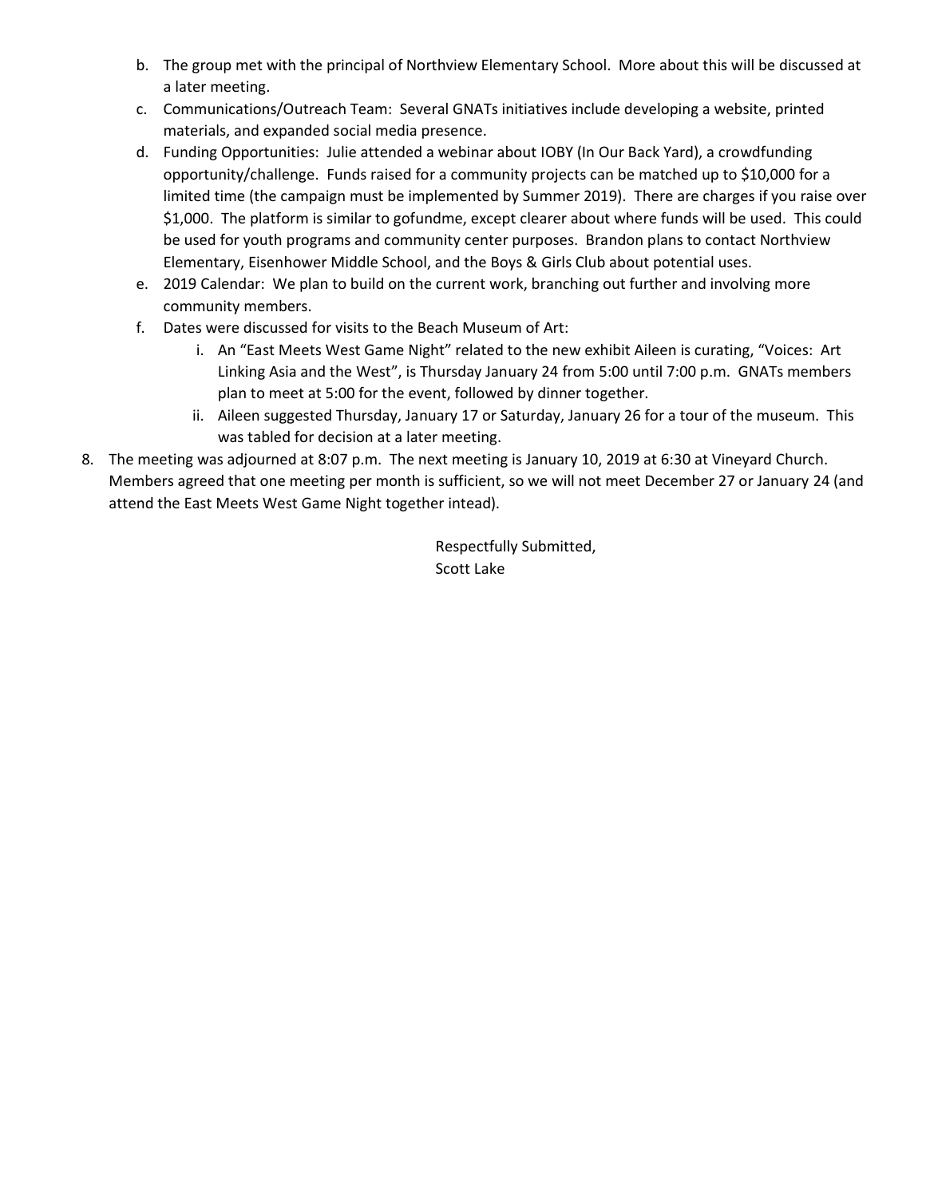b. The group met with the principal of Northview Elementary School. More about this will be discussed at a later meeting.
c. Communications/Outreach Team: Several GNATs initiatives include developing a website, printed materials, and expanded social media presence.
d. Funding Opportunities: Julie attended a webinar about IOBY (In Our Back Yard), a crowdfunding opportunity/challenge. Funds raised for a community projects can be matched up to $10,000 for a limited time (the campaign must be implemented by Summer 2019). There are charges if you raise over $1,000. The platform is similar to gofundme, except clearer about where funds will be used. This could be used for youth programs and community center purposes. Brandon plans to contact Northview Elementary, Eisenhower Middle School, and the Boys & Girls Club about potential uses.
e. 2019 Calendar: We plan to build on the current work, branching out further and involving more community members.
f. Dates were discussed for visits to the Beach Museum of Art:
   i. An "East Meets West Game Night" related to the new exhibit Aileen is curating, "Voices: Art Linking Asia and the West", is Thursday January 24 from 5:00 until 7:00 p.m. GNATs members plan to meet at 5:00 for the event, followed by dinner together.
   ii. Aileen suggested Thursday, January 17 or Saturday, January 26 for a tour of the museum. This was tabled for decision at a later meeting.

8. The meeting was adjourned at 8:07 p.m. The next meeting is January 10, 2019 at 6:30 at Vineyard Church. Members agreed that one meeting per month is sufficient, so we will not meet December 27 or January 24 (and attend the East Meets West Game Night together intead).

Respectfully Submitted,
Scott Lake